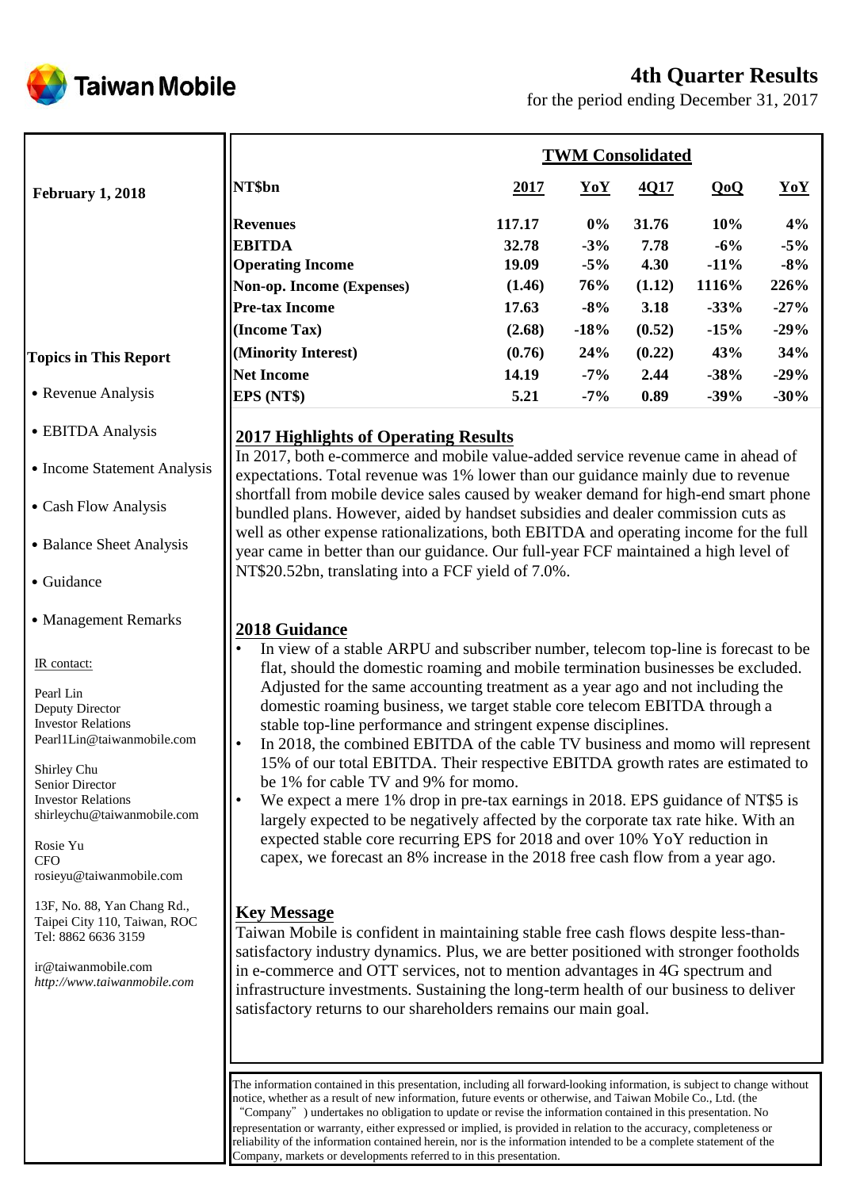# 4th Quarter Results

for the period ending December 31, 2017

**February 1, 2018**

### Topics in This Report

- Revenue Analysis
- EBITDA Analysis
- Income Statement Analysis
- Cash Flow Analysis
- Balance Sheet Analysis
- Guidance
- Management Remarks

IR contact:

Pearl Lin
Deputy Director
Investor Relations
Pearl1Lin@taiwanmobile.com

Shirley Chu
Senior Director
Investor Relations
shirleychu@taiwanmobile.com

Rosie Yu
CFO
rosieyu@taiwanmobile.com

13F, No. 88, Yan Chang Rd.,
Taipei City 110, Taiwan, ROC
Tel: 8862 6636 3159

ir@taiwanmobile.com
*http://www.taiwanmobile.com*

**TWM Consolidated**

| NT$bn | 2017 | YoY | 4Q17 | QoQ | YoY |
|---|---|---|---|---|---|
| **Revenues** | 117.17 | 0% | 31.76 | 10% | 4% |
| **EBITDA** | 32.78 | -3% | 7.78 | -6% | -5% |
| **Operating Income** | 19.09 | -5% | 4.30 | -11% | -8% |
| **Non-op. Income (Expenses)** | (1.46) | 76% | (1.12) | 1116% | 226% |
| **Pre-tax Income** | 17.63 | -8% | 3.18 | -33% | -27% |
| **(Income Tax)** | (2.68) | -18% | (0.52) | -15% | -29% |
| **(Minority Interest)** | (0.76) | 24% | (0.22) | 43% | 34% |
| **Net Income** | 14.19 | -7% | 2.44 | -38% | -29% |
| **EPS (NT$)** | 5.21 | -7% | 0.89 | -39% | -30% |

## 2017 Highlights of Operating Results

In 2017, both e-commerce and mobile value-added service revenue came in ahead of expectations. Total revenue was 1% lower than our guidance mainly due to revenue shortfall from mobile device sales caused by weaker demand for high-end smart phone bundled plans. However, aided by handset subsidies and dealer commission cuts as well as other expense rationalizations, both EBITDA and operating income for the full year came in better than our guidance. Our full-year FCF maintained a high level of NT$20.52bn, translating into a FCF yield of 7.0%.

## 2018 Guidance

- In view of a stable ARPU and subscriber number, telecom top-line is forecast to be flat, should the domestic roaming and mobile termination businesses be excluded. Adjusted for the same accounting treatment as a year ago and not including the domestic roaming business, we target stable core telecom EBITDA through a stable top-line performance and stringent expense disciplines.
- In 2018, the combined EBITDA of the cable TV business and momo will represent 15% of our total EBITDA. Their respective EBITDA growth rates are estimated to be 1% for cable TV and 9% for momo.
- We expect a mere 1% drop in pre-tax earnings in 2018. EPS guidance of NT$5 is largely expected to be negatively affected by the corporate tax rate hike. With an expected stable core recurring EPS for 2018 and over 10% YoY reduction in capex, we forecast an 8% increase in the 2018 free cash flow from a year ago.

## Key Message

Taiwan Mobile is confident in maintaining stable free cash flows despite less-than-satisfactory industry dynamics. Plus, we are better positioned with stronger footholds in e-commerce and OTT services, not to mention advantages in 4G spectrum and infrastructure investments. Sustaining the long-term health of our business to deliver satisfactory returns to our shareholders remains our main goal.

The information contained in this presentation, including all forward-looking information, is subject to change without notice, whether as a result of new information, future events or otherwise, and Taiwan Mobile Co., Ltd. (the "Company") undertakes no obligation to update or revise the information contained in this presentation. No representation or warranty, either expressed or implied, is provided in relation to the accuracy, completeness or reliability of the information contained herein, nor is the information intended to be a complete statement of the Company, markets or developments referred to in this presentation.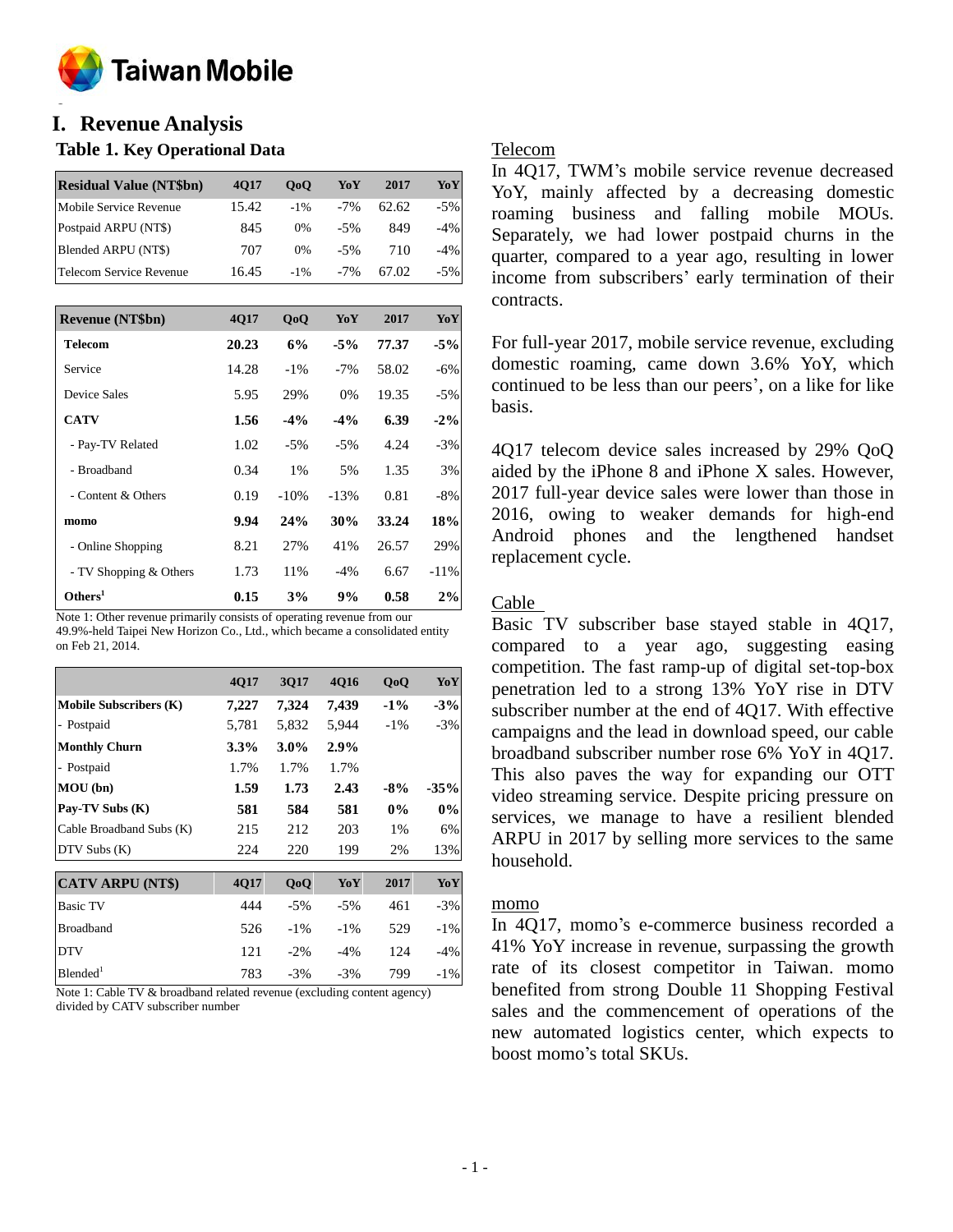# I. Revenue Analysis

## Table 1. Key Operational Data

| Residual Value (NT$bn) | 4Q17 | QoQ | YoY | 2017 | YoY |
|---|---|---|---|---|---|
| Mobile Service Revenue | 15.42 | -1% | -7% | 62.62 | -5% |
| Postpaid ARPU (NT$) | 845 | 0% | -5% | 849 | -4% |
| Blended ARPU (NT$) | 707 | 0% | -5% | 710 | -4% |
| Telecom Service Revenue | 16.45 | -1% | -7% | 67.02 | -5% |

| Revenue (NT$bn) | 4Q17 | QoQ | YoY | 2017 | YoY |
|---|---|---|---|---|---|
| **Telecom** | **20.23** | **6%** | **-5%** | **77.37** | **-5%** |
| Service | 14.28 | -1% | -7% | 58.02 | -6% |
| Device Sales | 5.95 | 29% | 0% | 19.35 | -5% |
| **CATV** | **1.56** | **-4%** | **-4%** | **6.39** | **-2%** |
| - Pay-TV Related | 1.02 | -5% | -5% | 4.24 | -3% |
| - Broadband | 0.34 | 1% | 5% | 1.35 | 3% |
| - Content & Others | 0.19 | -10% | -13% | 0.81 | -8% |
| **momo** | **9.94** | **24%** | **30%** | **33.24** | **18%** |
| - Online Shopping | 8.21 | 27% | 41% | 26.57 | 29% |
| - TV Shopping & Others | 1.73 | 11% | -4% | 6.67 | -11% |
| **Others[1]** | **0.15** | **3%** | **9%** | **0.58** | **2%** |

Note 1: Other revenue primarily consists of operating revenue from our 49.9%-held Taipei New Horizon Co., Ltd., which became a consolidated entity on Feb 21, 2014.

| | 4Q17 | 3Q17 | 4Q16 | QoQ | YoY |
|---|---|---|---|---|---|
| **Mobile Subscribers (K)** | **7,227** | **7,324** | **7,439** | **-1%** | **-3%** |
| - Postpaid | 5,781 | 5,832 | 5,944 | -1% | -3% |
| **Monthly Churn** | **3.3%** | **3.0%** | **2.9%** | | |
| - Postpaid | 1.7% | 1.7% | 1.7% | | |
| **MOU (bn)** | **1.59** | **1.73** | **2.43** | **-8%** | **-35%** |
| **Pay-TV Subs (K)** | **581** | **584** | **581** | **0%** | **0%** |
| Cable Broadband Subs (K) | 215 | 212 | 203 | 1% | 6% |
| DTV Subs (K) | 224 | 220 | 199 | 2% | 13% |

| CATV ARPU (NT$) | 4Q17 | QoQ | YoY | 2017 | YoY |
|---|---|---|---|---|---|
| Basic TV | 444 | -5% | -5% | 461 | -3% |
| Broadband | 526 | -1% | -1% | 529 | -1% |
| DTV | 121 | -2% | -4% | 124 | -4% |
| Blended[1] | 783 | -3% | -3% | 799 | -1% |

Note 1: Cable TV & broadband related revenue (excluding content agency) divided by CATV subscriber number

### Telecom

In 4Q17, TWM's mobile service revenue decreased YoY, mainly affected by a decreasing domestic roaming business and falling mobile MOUs. Separately, we had lower postpaid churns in the quarter, compared to a year ago, resulting in lower income from subscribers' early termination of their contracts.

For full-year 2017, mobile service revenue, excluding domestic roaming, came down 3.6% YoY, which continued to be less than our peers', on a like for like basis.

4Q17 telecom device sales increased by 29% QoQ aided by the iPhone 8 and iPhone X sales. However, 2017 full-year device sales were lower than those in 2016, owing to weaker demands for high-end Android phones and the lengthened handset replacement cycle.

### Cable

Basic TV subscriber base stayed stable in 4Q17, compared to a year ago, suggesting easing competition. The fast ramp-up of digital set-top-box penetration led to a strong 13% YoY rise in DTV subscriber number at the end of 4Q17. With effective campaigns and the lead in download speed, our cable broadband subscriber number rose 6% YoY in 4Q17. This also paves the way for expanding our OTT video streaming service. Despite pricing pressure on services, we manage to have a resilient blended ARPU in 2017 by selling more services to the same household.

### momo

In 4Q17, momo's e-commerce business recorded a 41% YoY increase in revenue, surpassing the growth rate of its closest competitor in Taiwan. momo benefited from strong Double 11 Shopping Festival sales and the commencement of operations of the new automated logistics center, which expects to boost momo's total SKUs.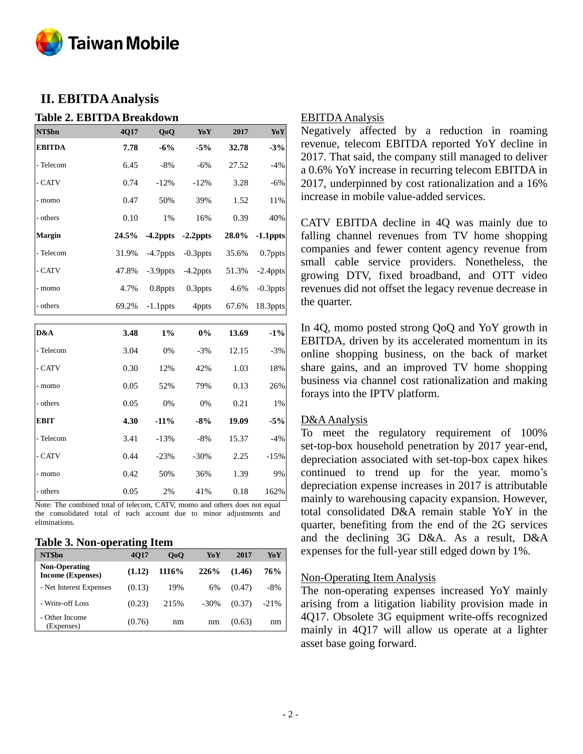## II. EBITDA Analysis

### Table 2. EBITDA Breakdown

| NT$bn | 4Q17 | QoQ | YoY | 2017 | YoY |
|---|---|---|---|---|---|
| **EBITDA** | **7.78** | **-6%** | **-5%** | **32.78** | **-3%** |
| - Telecom | 6.45 | -8% | -6% | 27.52 | -4% |
| - CATV | 0.74 | -12% | -12% | 3.28 | -6% |
| - momo | 0.47 | 50% | 39% | 1.52 | 11% |
| - others | 0.10 | 1% | 16% | 0.39 | 40% |
| **Margin** | **24.5%** | **-4.2ppts** | **-2.2ppts** | **28.0%** | **-1.1ppts** |
| - Telecom | 31.9% | -4.7ppts | -0.3ppts | 35.6% | 0.7ppts |
| - CATV | 47.8% | -3.9ppts | -4.2ppts | 51.3% | -2.4ppts |
| - momo | 4.7% | 0.8ppts | 0.3ppts | 4.6% | -0.3ppts |
| - others | 69.2% | -1.1ppts | 4ppts | 67.6% | 18.3ppts |
| **D&A** | **3.48** | **1%** | **0%** | **13.69** | **-1%** |
| - Telecom | 3.04 | 0% | -3% | 12.15 | -3% |
| - CATV | 0.30 | 12% | 42% | 1.03 | 18% |
| - momo | 0.05 | 52% | 79% | 0.13 | 26% |
| - others | 0.05 | 0% | 0% | 0.21 | 1% |
| **EBIT** | **4.30** | **-11%** | **-8%** | **19.09** | **-5%** |
| - Telecom | 3.41 | -13% | -8% | 15.37 | -4% |
| - CATV | 0.44 | -23% | -30% | 2.25 | -15% |
| - momo | 0.42 | 50% | 36% | 1.39 | 9% |
| - others | 0.05 | 2% | 41% | 0.18 | 162% |

Note: The combined total of telecom, CATV, momo and others does not equal the consolidated total of each account due to minor adjustments and eliminations.

### Table 3. Non-operating Item

| NT$bn | 4Q17 | QoQ | YoY | 2017 | YoY |
|---|---|---|---|---|---|
| **Non-Operating Income (Expenses)** | **(1.12)** | **1116%** | **226%** | **(1.46)** | **76%** |
| - Net Interest Expenses | (0.13) | 19% | 6% | (0.47) | -8% |
| - Write-off Loss | (0.23) | 215% | -30% | (0.37) | -21% |
| - Other Income (Expenses) | (0.76) | nm | nm | (0.63) | nm |

EBITDA Analysis

Negatively affected by a reduction in roaming revenue, telecom EBITDA reported YoY decline in 2017. That said, the company still managed to deliver a 0.6% YoY increase in recurring telecom EBITDA in 2017, underpinned by cost rationalization and a 16% increase in mobile value-added services.

CATV EBITDA decline in 4Q was mainly due to falling channel revenues from TV home shopping companies and fewer content agency revenue from small cable service providers. Nonetheless, the growing DTV, fixed broadband, and OTT video revenues did not offset the legacy revenue decrease in the quarter.

In 4Q, momo posted strong QoQ and YoY growth in EBITDA, driven by its accelerated momentum in its online shopping business, on the back of market share gains, and an improved TV home shopping business via channel cost rationalization and making forays into the IPTV platform.

D&A Analysis

To meet the regulatory requirement of 100% set-top-box household penetration by 2017 year-end, depreciation associated with set-top-box capex hikes continued to trend up for the year. momo's depreciation expense increases in 2017 is attributable mainly to warehousing capacity expansion. However, total consolidated D&A remain stable YoY in the quarter, benefiting from the end of the 2G services and the declining 3G D&A. As a result, D&A expenses for the full-year still edged down by 1%.

Non-Operating Item Analysis

The non-operating expenses increased YoY mainly arising from a litigation liability provision made in 4Q17. Obsolete 3G equipment write-offs recognized mainly in 4Q17 will allow us operate at a lighter asset base going forward.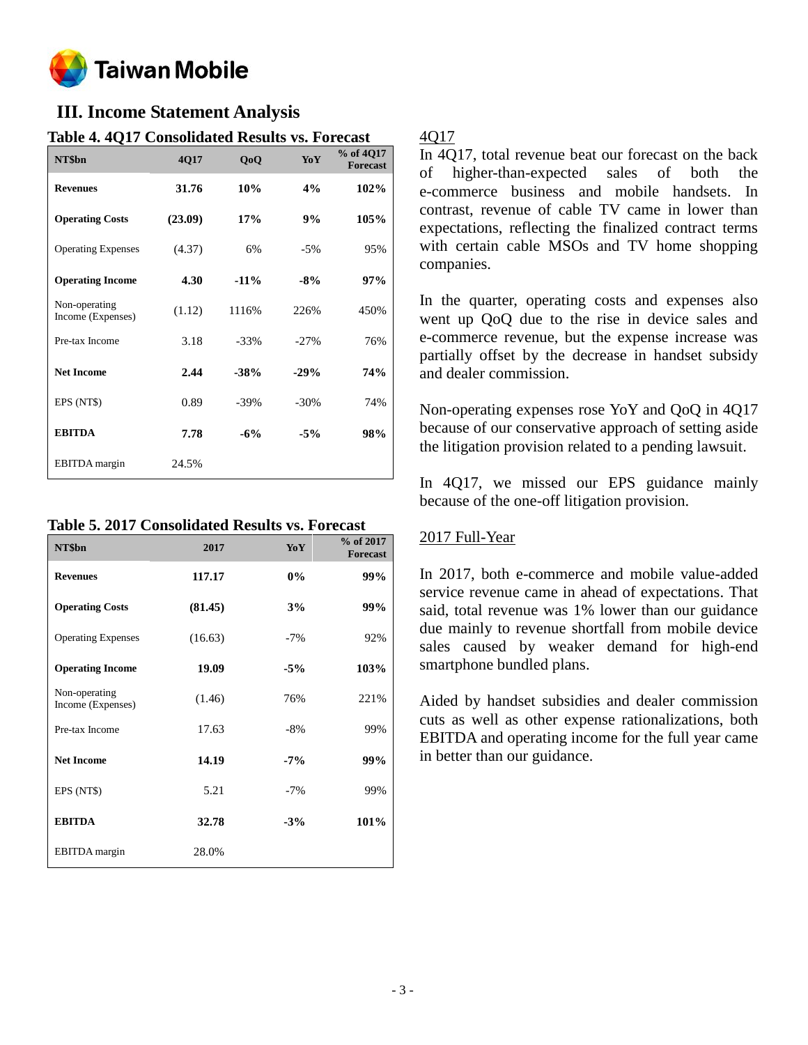## III. Income Statement Analysis

**Table 4. 4Q17 Consolidated Results vs. Forecast**

| NT$bn | 4Q17 | QoQ | YoY | % of 4Q17 Forecast |
|---|---|---|---|---|
| **Revenues** | **31.76** | **10%** | **4%** | **102%** |
| **Operating Costs** | **(23.09)** | **17%** | **9%** | **105%** |
| Operating Expenses | (4.37) | 6% | -5% | 95% |
| **Operating Income** | **4.30** | **-11%** | **-8%** | **97%** |
| Non-operating Income (Expenses) | (1.12) | 1116% | 226% | 450% |
| Pre-tax Income | 3.18 | -33% | -27% | 76% |
| **Net Income** | **2.44** | **-38%** | **-29%** | **74%** |
| EPS (NT$) | 0.89 | -39% | -30% | 74% |
| **EBITDA** | **7.78** | **-6%** | **-5%** | **98%** |
| EBITDA margin | 24.5% | | | |

**Table 5. 2017 Consolidated Results vs. Forecast**

| NT$bn | 2017 | YoY | % of 2017 Forecast |
|---|---|---|---|
| **Revenues** | **117.17** | **0%** | **99%** |
| **Operating Costs** | **(81.45)** | **3%** | **99%** |
| Operating Expenses | (16.63) | -7% | 92% |
| **Operating Income** | **19.09** | **-5%** | **103%** |
| Non-operating Income (Expenses) | (1.46) | 76% | 221% |
| Pre-tax Income | 17.63 | -8% | 99% |
| **Net Income** | **14.19** | **-7%** | **99%** |
| EPS (NT$) | 5.21 | -7% | 99% |
| **EBITDA** | **32.78** | **-3%** | **101%** |
| EBITDA margin | 28.0% | | |

4Q17

In 4Q17, total revenue beat our forecast on the back of higher-than-expected sales of both the e-commerce business and mobile handsets. In contrast, revenue of cable TV came in lower than expectations, reflecting the finalized contract terms with certain cable MSOs and TV home shopping companies.

In the quarter, operating costs and expenses also went up QoQ due to the rise in device sales and e-commerce revenue, but the expense increase was partially offset by the decrease in handset subsidy and dealer commission.

Non-operating expenses rose YoY and QoQ in 4Q17 because of our conservative approach of setting aside the litigation provision related to a pending lawsuit.

In 4Q17, we missed our EPS guidance mainly because of the one-off litigation provision.

2017 Full-Year

In 2017, both e-commerce and mobile value-added service revenue came in ahead of expectations. That said, total revenue was 1% lower than our guidance due mainly to revenue shortfall from mobile device sales caused by weaker demand for high-end smartphone bundled plans.

Aided by handset subsidies and dealer commission cuts as well as other expense rationalizations, both EBITDA and operating income for the full year came in better than our guidance.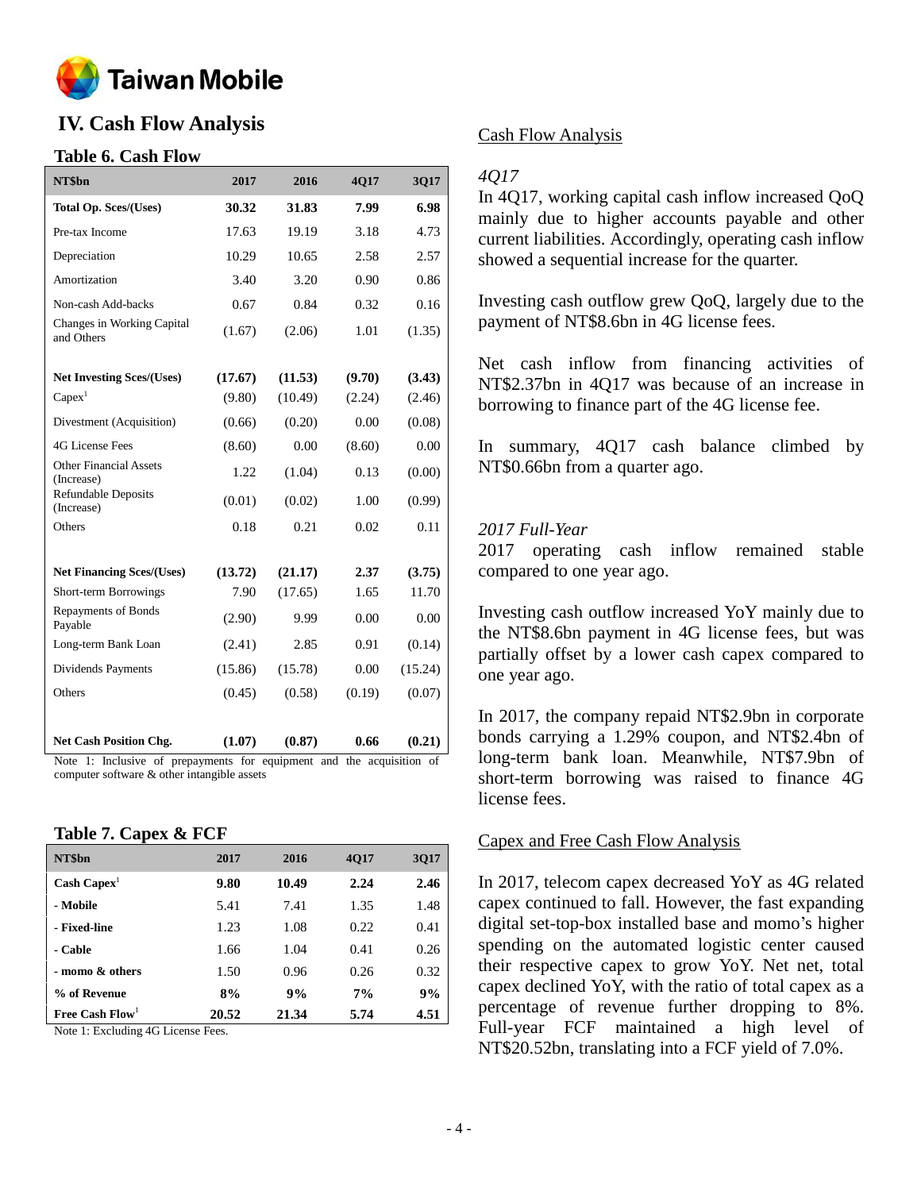# IV. Cash Flow Analysis

### Table 6. Cash Flow

| NT$bn | 2017 | 2016 | 4Q17 | 3Q17 |
|---|---|---|---|---|
| **Total Op. Sces/(Uses)** | **30.32** | **31.83** | **7.99** | **6.98** |
| Pre-tax Income | 17.63 | 19.19 | 3.18 | 4.73 |
| Depreciation | 10.29 | 10.65 | 2.58 | 2.57 |
| Amortization | 3.40 | 3.20 | 0.90 | 0.86 |
| Non-cash Add-backs | 0.67 | 0.84 | 0.32 | 0.16 |
| Changes in Working Capital and Others | (1.67) | (2.06) | 1.01 | (1.35) |
| **Net Investing Sces/(Uses)** | **(17.67)** | **(11.53)** | **(9.70)** | **(3.43)** |
| Capex[1] | (9.80) | (10.49) | (2.24) | (2.46) |
| Divestment (Acquisition) | (0.66) | (0.20) | 0.00 | (0.08) |
| 4G License Fees | (8.60) | 0.00 | (8.60) | 0.00 |
| Other Financial Assets (Increase) | 1.22 | (1.04) | 0.13 | (0.00) |
| Refundable Deposits (Increase) | (0.01) | (0.02) | 1.00 | (0.99) |
| Others | 0.18 | 0.21 | 0.02 | 0.11 |
| **Net Financing Sces/(Uses)** | **(13.72)** | **(21.17)** | **2.37** | **(3.75)** |
| Short-term Borrowings | 7.90 | (17.65) | 1.65 | 11.70 |
| Repayments of Bonds Payable | (2.90) | 9.99 | 0.00 | 0.00 |
| Long-term Bank Loan | (2.41) | 2.85 | 0.91 | (0.14) |
| Dividends Payments | (15.86) | (15.78) | 0.00 | (15.24) |
| Others | (0.45) | (0.58) | (0.19) | (0.07) |
| **Net Cash Position Chg.** | **(1.07)** | **(0.87)** | **0.66** | **(0.21)** |

Note 1: Inclusive of prepayments for equipment and the acquisition of computer software & other intangible assets

### Table 7. Capex & FCF

| NT$bn | 2017 | 2016 | 4Q17 | 3Q17 |
|---|---|---|---|---|
| **Cash Capex[1]** | **9.80** | **10.49** | **2.24** | **2.46** |
| **- Mobile** | 5.41 | 7.41 | 1.35 | 1.48 |
| **- Fixed-line** | 1.23 | 1.08 | 0.22 | 0.41 |
| **- Cable** | 1.66 | 1.04 | 0.41 | 0.26 |
| **- momo & others** | 1.50 | 0.96 | 0.26 | 0.32 |
| **% of Revenue** | **8%** | **9%** | **7%** | **9%** |
| **Free Cash Flow[1]** | **20.52** | **21.34** | **5.74** | **4.51** |

Note 1: Excluding 4G License Fees.

## Cash Flow Analysis

*4Q17*

In 4Q17, working capital cash inflow increased QoQ mainly due to higher accounts payable and other current liabilities. Accordingly, operating cash inflow showed a sequential increase for the quarter.

Investing cash outflow grew QoQ, largely due to the payment of NT$8.6bn in 4G license fees.

Net cash inflow from financing activities of NT$2.37bn in 4Q17 was because of an increase in borrowing to finance part of the 4G license fee.

In summary, 4Q17 cash balance climbed by NT$0.66bn from a quarter ago.

*2017 Full-Year*

2017 operating cash inflow remained stable compared to one year ago.

Investing cash outflow increased YoY mainly due to the NT$8.6bn payment in 4G license fees, but was partially offset by a lower cash capex compared to one year ago.

In 2017, the company repaid NT$2.9bn in corporate bonds carrying a 1.29% coupon, and NT$2.4bn of long-term bank loan. Meanwhile, NT$7.9bn of short-term borrowing was raised to finance 4G license fees.

## Capex and Free Cash Flow Analysis

In 2017, telecom capex decreased YoY as 4G related capex continued to fall. However, the fast expanding digital set-top-box installed base and momo's higher spending on the automated logistic center caused their respective capex to grow YoY. Net net, total capex declined YoY, with the ratio of total capex as a percentage of revenue further dropping to 8%. Full-year FCF maintained a high level of NT$20.52bn, translating into a FCF yield of 7.0%.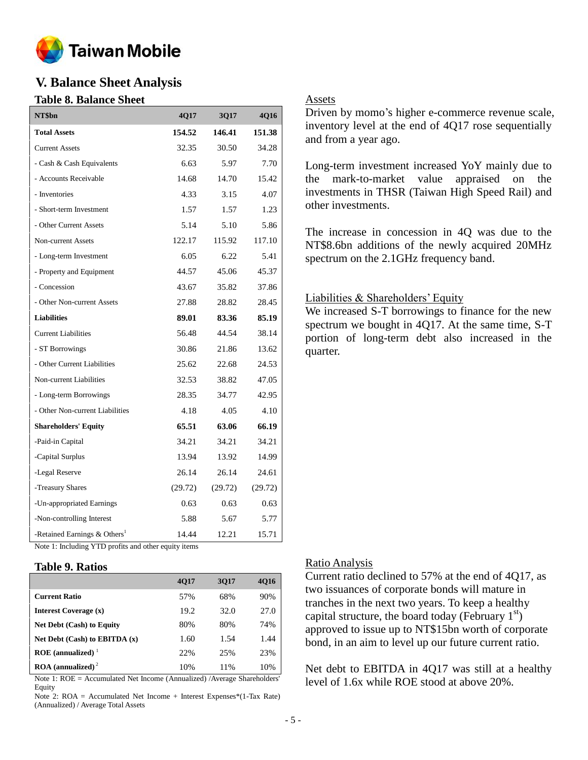## V. Balance Sheet Analysis

### Table 8. Balance Sheet

| NT$bn | 4Q17 | 3Q17 | 4Q16 |
|---|---|---|---|
| **Total Assets** | **154.52** | **146.41** | **151.38** |
| Current Assets | 32.35 | 30.50 | 34.28 |
| - Cash & Cash Equivalents | 6.63 | 5.97 | 7.70 |
| - Accounts Receivable | 14.68 | 14.70 | 15.42 |
| - Inventories | 4.33 | 3.15 | 4.07 |
| - Short-term Investment | 1.57 | 1.57 | 1.23 |
| - Other Current Assets | 5.14 | 5.10 | 5.86 |
| Non-current Assets | 122.17 | 115.92 | 117.10 |
| - Long-term Investment | 6.05 | 6.22 | 5.41 |
| - Property and Equipment | 44.57 | 45.06 | 45.37 |
| - Concession | 43.67 | 35.82 | 37.86 |
| - Other Non-current Assets | 27.88 | 28.82 | 28.45 |
| **Liabilities** | **89.01** | **83.36** | **85.19** |
| Current Liabilities | 56.48 | 44.54 | 38.14 |
| - ST Borrowings | 30.86 | 21.86 | 13.62 |
| - Other Current Liabilities | 25.62 | 22.68 | 24.53 |
| Non-current Liabilities | 32.53 | 38.82 | 47.05 |
| - Long-term Borrowings | 28.35 | 34.77 | 42.95 |
| - Other Non-current Liabilities | 4.18 | 4.05 | 4.10 |
| **Shareholders' Equity** | **65.51** | **63.06** | **66.19** |
| -Paid-in Capital | 34.21 | 34.21 | 34.21 |
| -Capital Surplus | 13.94 | 13.92 | 14.99 |
| -Legal Reserve | 26.14 | 26.14 | 24.61 |
| -Treasury Shares | (29.72) | (29.72) | (29.72) |
| -Un-appropriated Earnings | 0.63 | 0.63 | 0.63 |
| -Non-controlling Interest | 5.88 | 5.67 | 5.77 |
| -Retained Earnings & Others[1] | 14.44 | 12.21 | 15.71 |

Note 1: Including YTD profits and other equity items

#### Assets

Driven by momo's higher e-commerce revenue scale, inventory level at the end of 4Q17 rose sequentially and from a year ago.

Long-term investment increased YoY mainly due to the mark-to-market value appraised on the investments in THSR (Taiwan High Speed Rail) and other investments.

The increase in concession in 4Q was due to the NT$8.6bn additions of the newly acquired 20MHz spectrum on the 2.1GHz frequency band.

#### Liabilities & Shareholders' Equity

We increased S-T borrowings to finance for the new spectrum we bought in 4Q17. At the same time, S-T portion of long-term debt also increased in the quarter.

### Table 9. Ratios

| | 4Q17 | 3Q17 | 4Q16 |
|---|---|---|---|
| **Current Ratio** | 57% | 68% | 90% |
| **Interest Coverage (x)** | 19.2 | 32.0 | 27.0 |
| **Net Debt (Cash) to Equity** | 80% | 80% | 74% |
| **Net Debt (Cash) to EBITDA (x)** | 1.60 | 1.54 | 1.44 |
| **ROE (annualized)** [1] | 22% | 25% | 23% |
| **ROA (annualized)** [2] | 10% | 11% | 10% |

Note 1: ROE = Accumulated Net Income (Annualized) /Average Shareholders' Equity

Note 2: ROA = Accumulated Net Income + Interest Expenses*(1-Tax Rate) (Annualized) / Average Total Assets

#### Ratio Analysis

Current ratio declined to 57% at the end of 4Q17, as two issuances of corporate bonds will mature in tranches in the next two years. To keep a healthy capital structure, the board today (February 1st) approved to issue up to NT$15bn worth of corporate bond, in an aim to level up our future current ratio.

Net debt to EBITDA in 4Q17 was still at a healthy level of 1.6x while ROE stood at above 20%.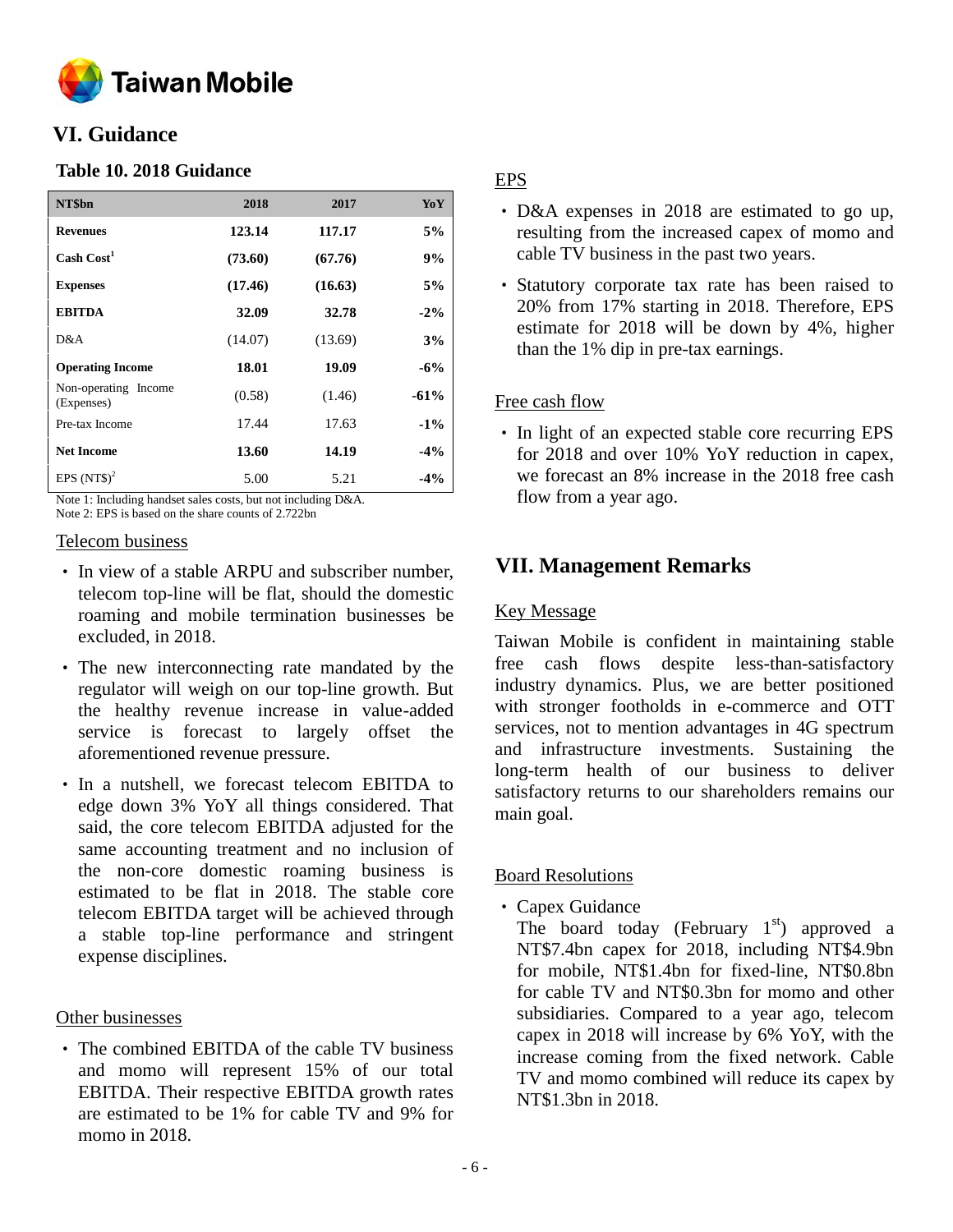## VI. Guidance

### Table 10. 2018 Guidance

| NT$bn | 2018 | 2017 | YoY |
|---|---|---|---|
| **Revenues** | **123.14** | **117.17** | **5%** |
| **Cash Cost**[1] | **(73.60)** | **(67.76)** | **9%** |
| **Expenses** | **(17.46)** | **(16.63)** | **5%** |
| **EBITDA** | **32.09** | **32.78** | **-2%** |
| D&A | (14.07) | (13.69) | **3%** |
| **Operating Income** | **18.01** | **19.09** | **-6%** |
| Non-operating Income (Expenses) | (0.58) | (1.46) | **-61%** |
| Pre-tax Income | 17.44 | 17.63 | **-1%** |
| **Net Income** | **13.60** | **14.19** | **-4%** |
| EPS (NT$)[2] | 5.00 | 5.21 | **-4%** |

Note 1: Including handset sales costs, but not including D&A.
Note 2: EPS is based on the share counts of 2.722bn

Telecom business

- In view of a stable ARPU and subscriber number, telecom top-line will be flat, should the domestic roaming and mobile termination businesses be excluded, in 2018.
- The new interconnecting rate mandated by the regulator will weigh on our top-line growth. But the healthy revenue increase in value-added service is forecast to largely offset the aforementioned revenue pressure.
- In a nutshell, we forecast telecom EBITDA to edge down 3% YoY all things considered. That said, the core telecom EBITDA adjusted for the same accounting treatment and no inclusion of the non-core domestic roaming business is estimated to be flat in 2018. The stable core telecom EBITDA target will be achieved through a stable top-line performance and stringent expense disciplines.

Other businesses

- The combined EBITDA of the cable TV business and momo will represent 15% of our total EBITDA. Their respective EBITDA growth rates are estimated to be 1% for cable TV and 9% for momo in 2018.

EPS

- D&A expenses in 2018 are estimated to go up, resulting from the increased capex of momo and cable TV business in the past two years.
- Statutory corporate tax rate has been raised to 20% from 17% starting in 2018. Therefore, EPS estimate for 2018 will be down by 4%, higher than the 1% dip in pre-tax earnings.

Free cash flow

- In light of an expected stable core recurring EPS for 2018 and over 10% YoY reduction in capex, we forecast an 8% increase in the 2018 free cash flow from a year ago.

## VII. Management Remarks

Key Message

Taiwan Mobile is confident in maintaining stable free cash flows despite less-than-satisfactory industry dynamics. Plus, we are better positioned with stronger footholds in e-commerce and OTT services, not to mention advantages in 4G spectrum and infrastructure investments. Sustaining the long-term health of our business to deliver satisfactory returns to our shareholders remains our main goal.

Board Resolutions

- Capex Guidance
  The board today (February 1st) approved a NT$7.4bn capex for 2018, including NT$4.9bn for mobile, NT$1.4bn for fixed-line, NT$0.8bn for cable TV and NT$0.3bn for momo and other subsidiaries. Compared to a year ago, telecom capex in 2018 will increase by 6% YoY, with the increase coming from the fixed network. Cable TV and momo combined will reduce its capex by NT$1.3bn in 2018.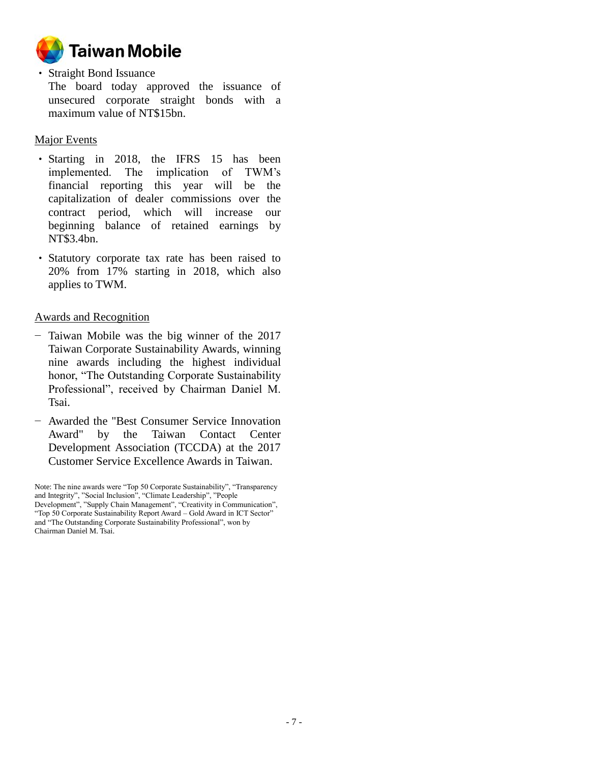- Straight Bond Issuance
  The board today approved the issuance of unsecured corporate straight bonds with a maximum value of NT$15bn.

Major Events

- Starting in 2018, the IFRS 15 has been implemented. The implication of TWM's financial reporting this year will be the capitalization of dealer commissions over the contract period, which will increase our beginning balance of retained earnings by NT$3.4bn.
- Statutory corporate tax rate has been raised to 20% from 17% starting in 2018, which also applies to TWM.

Awards and Recognition

- Taiwan Mobile was the big winner of the 2017 Taiwan Corporate Sustainability Awards, winning nine awards including the highest individual honor, "The Outstanding Corporate Sustainability Professional", received by Chairman Daniel M. Tsai.
- Awarded the "Best Consumer Service Innovation Award" by the Taiwan Contact Center Development Association (TCCDA) at the 2017 Customer Service Excellence Awards in Taiwan.

Note: The nine awards were "Top 50 Corporate Sustainability", "Transparency and Integrity", "Social Inclusion", "Climate Leadership", "People Development", "Supply Chain Management", "Creativity in Communication", "Top 50 Corporate Sustainability Report Award – Gold Award in ICT Sector" and "The Outstanding Corporate Sustainability Professional", won by Chairman Daniel M. Tsai.